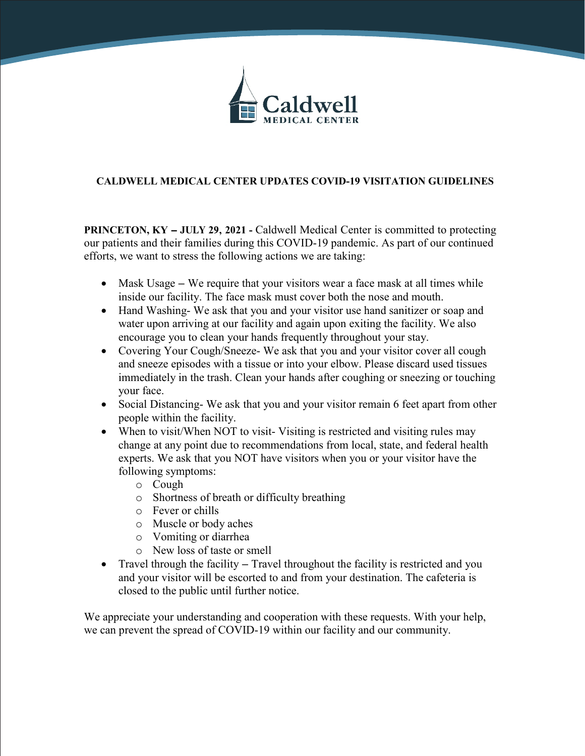Caldwell MEDICAL CENTER

## CALDWELL MEDICAL CENTER UPDATES COVID-19 VISITATION GUIDELINES

**PRINCETON, KY – JULY 29, 2021 -** Caldwell Medical Center is committed to protecting our patients and their families during this COVID-19 pandemic. As part of our continued efforts, we want to stress the following actions we are taking:

- Mask Usage – We require that your visitors wear a face mask at all times while inside our facility. The face mask must cover both the nose and mouth.
- Hand Washing- We ask that you and your visitor use hand sanitizer or soap and water upon arriving at our facility and again upon exiting the facility. We also encourage you to clean your hands frequently throughout your stay.
- Covering Your Cough/Sneeze- We ask that you and your visitor cover all cough and sneeze episodes with a tissue or into your elbow. Please discard used tissues immediately in the trash. Clean your hands after coughing or sneezing or touching your face.
- Social Distancing- We ask that you and your visitor remain 6 feet apart from other people within the facility.
- When to visit/When NOT to visit- Visiting is restricted and visiting rules may change at any point due to recommendations from local, state, and federal health experts. We ask that you NOT have visitors when you or your visitor have the following symptoms:
  - Cough
  - Shortness of breath or difficulty breathing
  - Fever or chills
  - Muscle or body aches
  - Vomiting or diarrhea
  - New loss of taste or smell
- Travel through the facility – Travel throughout the facility is restricted and you and your visitor will be escorted to and from your destination. The cafeteria is closed to the public until further notice.

We appreciate your understanding and cooperation with these requests. With your help, we can prevent the spread of COVID-19 within our facility and our community.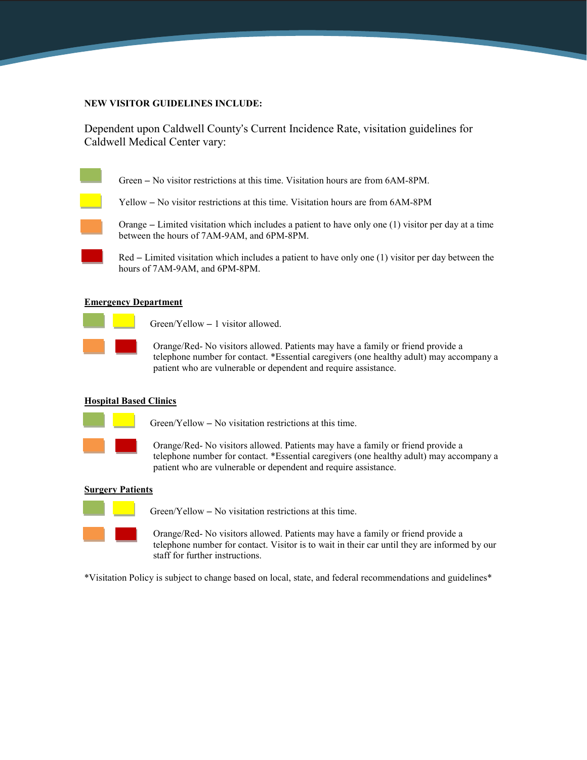**NEW VISITOR GUIDELINES INCLUDE:**

Dependent upon Caldwell County's Current Incidence Rate, visitation guidelines for Caldwell Medical Center vary:

- Green – No visitor restrictions at this time. Visitation hours are from 6AM-8PM.
- Yellow – No visitor restrictions at this time. Visitation hours are from 6AM-8PM
- Orange – Limited visitation which includes a patient to have only one (1) visitor per day at a time between the hours of 7AM-9AM, and 6PM-8PM.
- Red – Limited visitation which includes a patient to have only one (1) visitor per day between the hours of 7AM-9AM, and 6PM-8PM.

**Emergency Department**

- Green/Yellow – 1 visitor allowed.
- Orange/Red- No visitors allowed. Patients may have a family or friend provide a telephone number for contact. *Essential caregivers (one healthy adult) may accompany a patient who are vulnerable or dependent and require assistance.

**Hospital Based Clinics**

- Green/Yellow – No visitation restrictions at this time.
- Orange/Red- No visitors allowed. Patients may have a family or friend provide a telephone number for contact. *Essential caregivers (one healthy adult) may accompany a patient who are vulnerable or dependent and require assistance.

**Surgery Patients**

- Green/Yellow – No visitation restrictions at this time.
- Orange/Red- No visitors allowed. Patients may have a family or friend provide a telephone number for contact. Visitor is to wait in their car until they are informed by our staff for further instructions.

*Visitation Policy is subject to change based on local, state, and federal recommendations and guidelines*